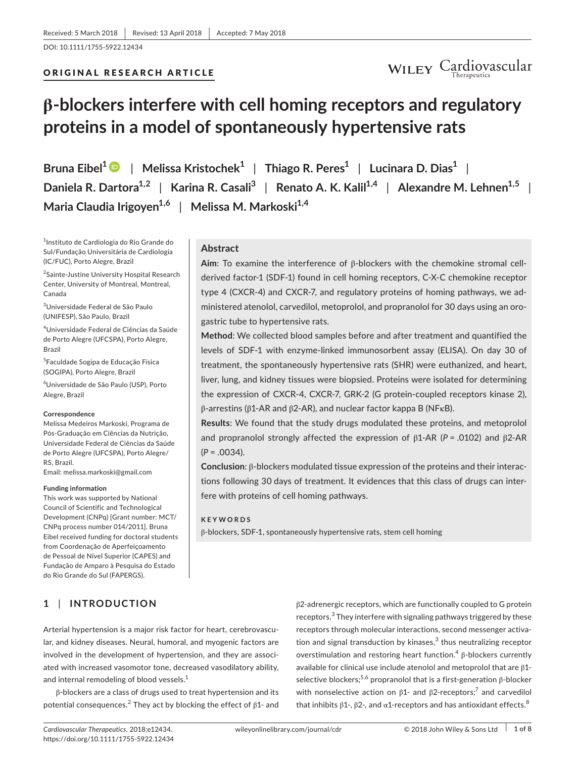Received: 5 March 2018 | Revised: 13 April 2018 | Accepted: 7 May 2018

DOI: 10.1111/1755-5922.12434

ORIGINAL RESEARCH ARTICLE

# β-blockers interfere with cell homing receptors and regulatory proteins in a model of spontaneously hypertensive rats

**Bruna Eibel[1] | Melissa Kristochek[1] | Thiago R. Peres[1] | Lucinara D. Dias[1] | Daniela R. Dartora[1,2] | Karina R. Casali[3] | Renato A. K. Kalil[1,4] | Alexandre M. Lehnen[1,5] | Maria Claudia Irigoyen[1,6] | Melissa M. Markoski[1,4]**

[1]Instituto de Cardiologia do Rio Grande do Sul/Fundação Universitária de Cardiologia (IC/FUC), Porto Alegre, Brazil

[2]Sainte-Justine University Hospital Research Center, University of Montreal, Montreal, Canada

[3]Universidade Federal de São Paulo (UNIFESP), São Paulo, Brazil

[4]Universidade Federal de Ciências da Saúde de Porto Alegre (UFCSPA), Porto Alegre, Brazil

[5]Faculdade Sogipa de Educação Física (SOGIPA), Porto Alegre, Brazil

[6]Universidade de São Paulo (USP), Porto Alegre, Brazil

**Correspondence**
Melissa Medeiros Markoski, Programa de Pós-Graduação em Ciências da Nutrição, Universidade Federal de Ciências da Saúde de Porto Alegre (UFCSPA), Porto Alegre/RS, Brazil.
Email: melissa.markoski@gmail.com

**Funding information**
This work was supported by National Council of Scientific and Technological Development (CNPq) [Grant number: MCT/CNPq process number 014/2011]. Bruna Eibel received funding for doctoral students from Coordenação de Aperfeiçoamento de Pessoal de Nível Superior (CAPES) and Fundação de Amparo à Pesquisa do Estado do Rio Grande do Sul (FAPERGS).

## Abstract

**Aim**: To examine the interference of β-blockers with the chemokine stromal cell-derived factor-1 (SDF-1) found in cell homing receptors, C-X-C chemokine receptor type 4 (CXCR-4) and CXCR-7, and regulatory proteins of homing pathways, we administered atenolol, carvedilol, metoprolol, and propranolol for 30 days using an orogastric tube to hypertensive rats.

**Method**: We collected blood samples before and after treatment and quantified the levels of SDF-1 with enzyme-linked immunosorbent assay (ELISA). On day 30 of treatment, the spontaneously hypertensive rats (SHR) were euthanized, and heart, liver, lung, and kidney tissues were biopsied. Proteins were isolated for determining the expression of CXCR-4, CXCR-7, GRK-2 (G protein-coupled receptors kinase 2), β-arrestins (β1-AR and β2-AR), and nuclear factor kappa B (NFκB).

**Results**: We found that the study drugs modulated these proteins, and metoprolol and propranolol strongly affected the expression of β1-AR ($P = .0102$) and β2-AR ($P = .0034$).

**Conclusion**: β-blockers modulated tissue expression of the proteins and their interactions following 30 days of treatment. It evidences that this class of drugs can interfere with proteins of cell homing pathways.

**KEYWORDS**

β-blockers, SDF-1, spontaneously hypertensive rats, stem cell homing

## 1 | INTRODUCTION

Arterial hypertension is a major risk factor for heart, cerebrovascular, and kidney diseases. Neural, humoral, and myogenic factors are involved in the development of hypertension, and they are associated with increased vasomotor tone, decreased vasodilatory ability, and internal remodeling of blood vessels.[1]

β-blockers are a class of drugs used to treat hypertension and its potential consequences.[2] They act by blocking the effect of β1- and β2-adrenergic receptors, which are functionally coupled to G protein receptors.[3] They interfere with signaling pathways triggered by these receptors through molecular interactions, second messenger activation and signal transduction by kinases,[3] thus neutralizing receptor overstimulation and restoring heart function.[4] β-blockers currently available for clinical use include atenolol and metoprolol that are β1-selective blockers;[5,6] propranolol that is a first-generation β-blocker with nonselective action on β1- and β2-receptors;[7] and carvedilol that inhibits β1-, β2-, and α1-receptors and has antioxidant effects.[8]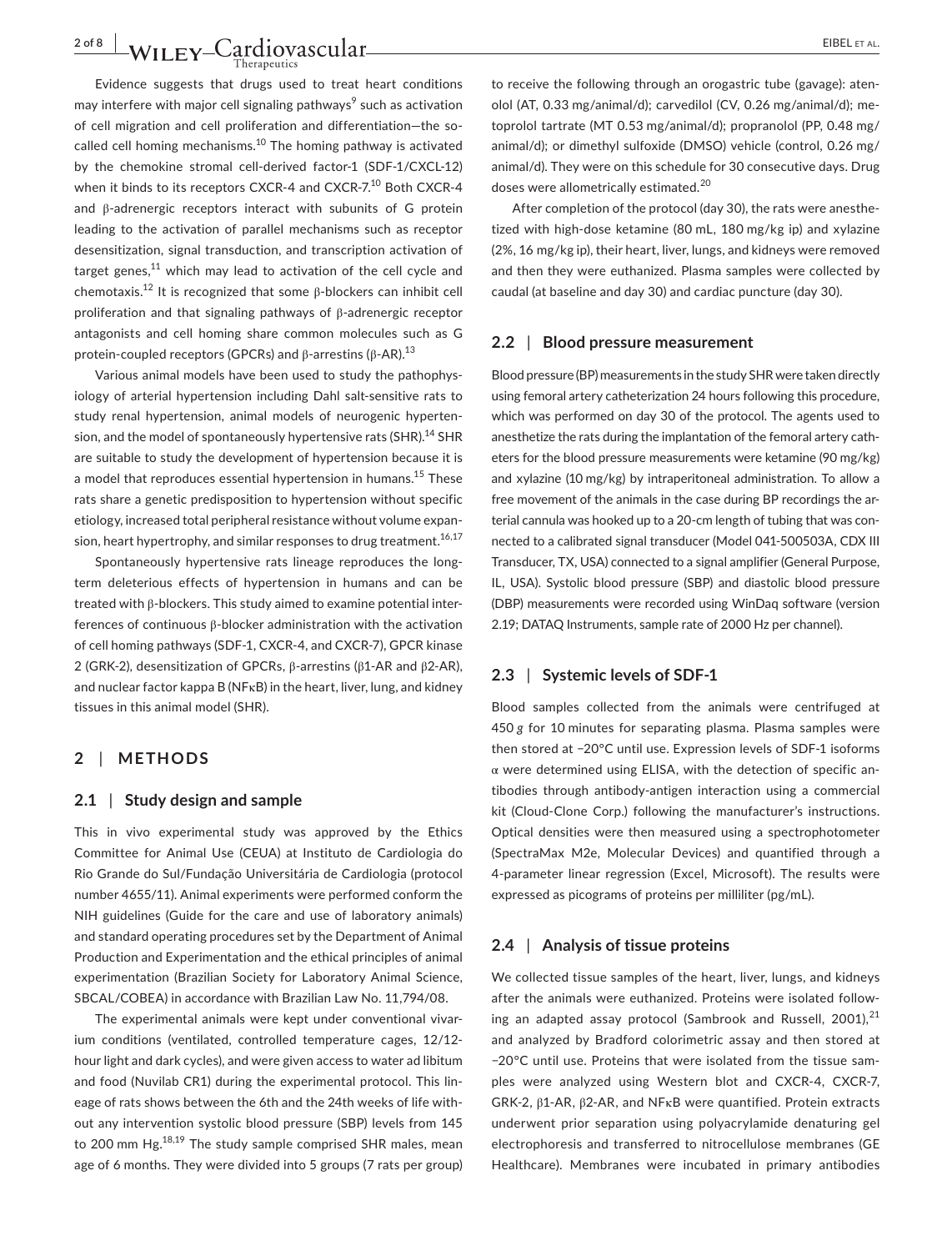Evidence suggests that drugs used to treat heart conditions may interfere with major cell signaling pathways[9] such as activation of cell migration and cell proliferation and differentiation—the so-called cell homing mechanisms.[10] The homing pathway is activated by the chemokine stromal cell-derived factor-1 (SDF-1/CXCL-12) when it binds to its receptors CXCR-4 and CXCR-7.[10] Both CXCR-4 and β-adrenergic receptors interact with subunits of G protein leading to the activation of parallel mechanisms such as receptor desensitization, signal transduction, and transcription activation of target genes,[11] which may lead to activation of the cell cycle and chemotaxis.[12] It is recognized that some β-blockers can inhibit cell proliferation and that signaling pathways of β-adrenergic receptor antagonists and cell homing share common molecules such as G protein-coupled receptors (GPCRs) and β-arrestins (β-AR).[13]

Various animal models have been used to study the pathophysiology of arterial hypertension including Dahl salt-sensitive rats to study renal hypertension, animal models of neurogenic hypertension, and the model of spontaneously hypertensive rats (SHR).[14] SHR are suitable to study the development of hypertension because it is a model that reproduces essential hypertension in humans.[15] These rats share a genetic predisposition to hypertension without specific etiology, increased total peripheral resistance without volume expansion, heart hypertrophy, and similar responses to drug treatment.[16,17]

Spontaneously hypertensive rats lineage reproduces the long-term deleterious effects of hypertension in humans and can be treated with β-blockers. This study aimed to examine potential interferences of continuous β-blocker administration with the activation of cell homing pathways (SDF-1, CXCR-4, and CXCR-7), GPCR kinase 2 (GRK-2), desensitization of GPCRs, β-arrestins (β1-AR and β2-AR), and nuclear factor kappa B (NFκB) in the heart, liver, lung, and kidney tissues in this animal model (SHR).

## 2 | METHODS

### 2.1 | Study design and sample

This in vivo experimental study was approved by the Ethics Committee for Animal Use (CEUA) at Instituto de Cardiologia do Rio Grande do Sul/Fundação Universitária de Cardiologia (protocol number 4655/11). Animal experiments were performed conform the NIH guidelines (Guide for the care and use of laboratory animals) and standard operating procedures set by the Department of Animal Production and Experimentation and the ethical principles of animal experimentation (Brazilian Society for Laboratory Animal Science, SBCAL/COBEA) in accordance with Brazilian Law No. 11,794/08.

The experimental animals were kept under conventional vivarium conditions (ventilated, controlled temperature cages, 12/12-hour light and dark cycles), and were given access to water ad libitum and food (Nuvilab CR1) during the experimental protocol. This lineage of rats shows between the 6th and the 24th weeks of life without any intervention systolic blood pressure (SBP) levels from 145 to 200 mm Hg.[18,19] The study sample comprised SHR males, mean age of 6 months. They were divided into 5 groups (7 rats per group) to receive the following through an orogastric tube (gavage): atenolol (AT, 0.33 mg/animal/d); carvedilol (CV, 0.26 mg/animal/d); metoprolol tartrate (MT 0.53 mg/animal/d); propranolol (PP, 0.48 mg/animal/d); or dimethyl sulfoxide (DMSO) vehicle (control, 0.26 mg/animal/d). They were on this schedule for 30 consecutive days. Drug doses were allometrically estimated.[20]

After completion of the protocol (day 30), the rats were anesthetized with high-dose ketamine (80 mL, 180 mg/kg ip) and xylazine (2%, 16 mg/kg ip), their heart, liver, lungs, and kidneys were removed and then they were euthanized. Plasma samples were collected by caudal (at baseline and day 30) and cardiac puncture (day 30).

### 2.2 | Blood pressure measurement

Blood pressure (BP) measurements in the study SHR were taken directly using femoral artery catheterization 24 hours following this procedure, which was performed on day 30 of the protocol. The agents used to anesthetize the rats during the implantation of the femoral artery catheters for the blood pressure measurements were ketamine (90 mg/kg) and xylazine (10 mg/kg) by intraperitoneal administration. To allow a free movement of the animals in the case during BP recordings the arterial cannula was hooked up to a 20-cm length of tubing that was connected to a calibrated signal transducer (Model 041-500503A, CDX III Transducer, TX, USA) connected to a signal amplifier (General Purpose, IL, USA). Systolic blood pressure (SBP) and diastolic blood pressure (DBP) measurements were recorded using WinDaq software (version 2.19; DATAQ Instruments, sample rate of 2000 Hz per channel).

### 2.3 | Systemic levels of SDF-1

Blood samples collected from the animals were centrifuged at 450 *g* for 10 minutes for separating plasma. Plasma samples were then stored at −20°C until use. Expression levels of SDF-1 isoforms α were determined using ELISA, with the detection of specific antibodies through antibody-antigen interaction using a commercial kit (Cloud-Clone Corp.) following the manufacturer's instructions. Optical densities were then measured using a spectrophotometer (SpectraMax M2e, Molecular Devices) and quantified through a 4-parameter linear regression (Excel, Microsoft). The results were expressed as picograms of proteins per milliliter (pg/mL).

### 2.4 | Analysis of tissue proteins

We collected tissue samples of the heart, liver, lungs, and kidneys after the animals were euthanized. Proteins were isolated following an adapted assay protocol (Sambrook and Russell, 2001),[21] and analyzed by Bradford colorimetric assay and then stored at −20°C until use. Proteins that were isolated from the tissue samples were analyzed using Western blot and CXCR-4, CXCR-7, GRK-2, β1-AR, β2-AR, and NFκB were quantified. Protein extracts underwent prior separation using polyacrylamide denaturing gel electrophoresis and transferred to nitrocellulose membranes (GE Healthcare). Membranes were incubated in primary antibodies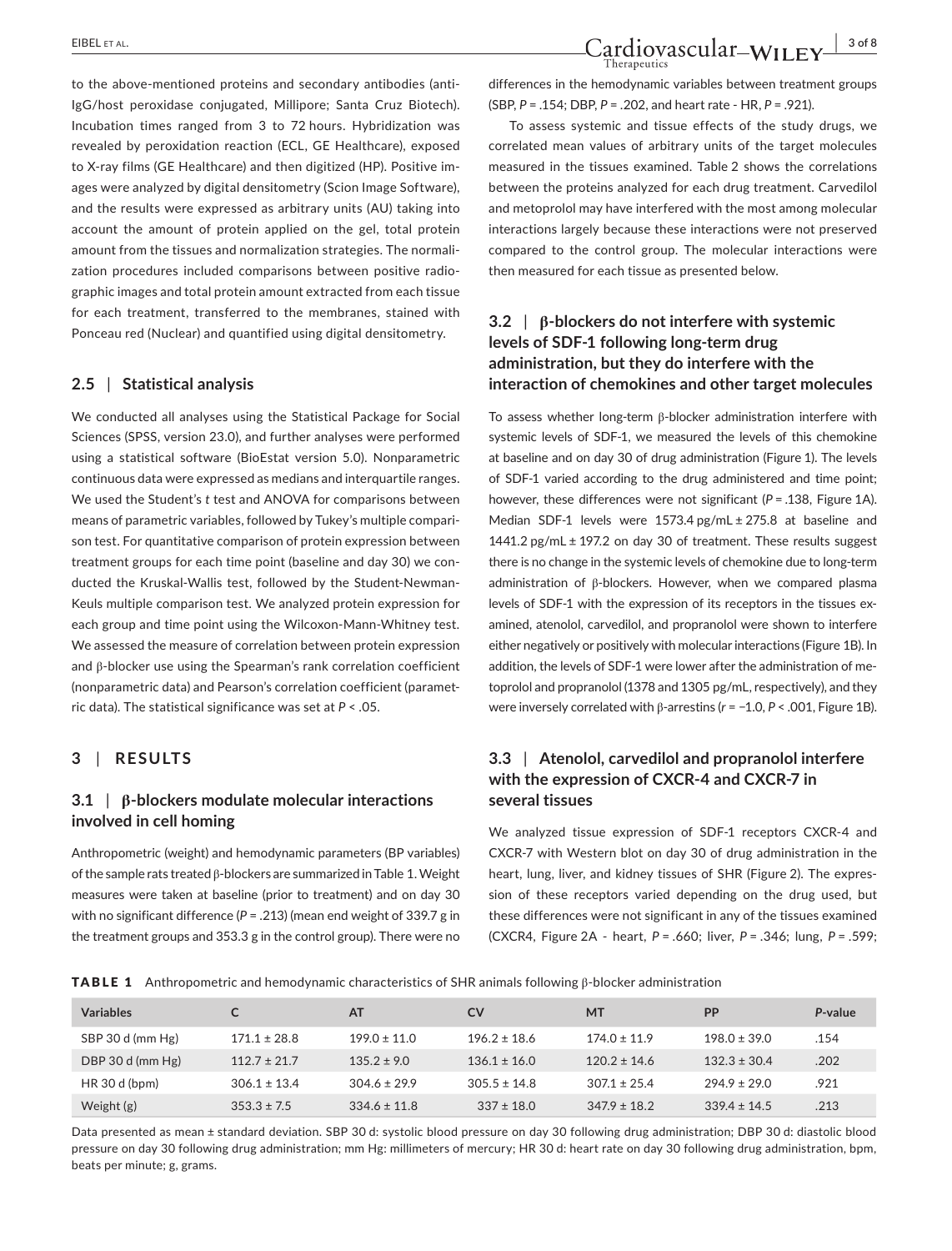to the above-mentioned proteins and secondary antibodies (anti-IgG/host peroxidase conjugated, Millipore; Santa Cruz Biotech). Incubation times ranged from 3 to 72 hours. Hybridization was revealed by peroxidation reaction (ECL, GE Healthcare), exposed to X-ray films (GE Healthcare) and then digitized (HP). Positive images were analyzed by digital densitometry (Scion Image Software), and the results were expressed as arbitrary units (AU) taking into account the amount of protein applied on the gel, total protein amount from the tissues and normalization strategies. The normalization procedures included comparisons between positive radiographic images and total protein amount extracted from each tissue for each treatment, transferred to the membranes, stained with Ponceau red (Nuclear) and quantified using digital densitometry.

### 2.5 | Statistical analysis

We conducted all analyses using the Statistical Package for Social Sciences (SPSS, version 23.0), and further analyses were performed using a statistical software (BioEstat version 5.0). Nonparametric continuous data were expressed as medians and interquartile ranges. We used the Student's *t* test and ANOVA for comparisons between means of parametric variables, followed by Tukey's multiple comparison test. For quantitative comparison of protein expression between treatment groups for each time point (baseline and day 30) we conducted the Kruskal-Wallis test, followed by the Student-Newman-Keuls multiple comparison test. We analyzed protein expression for each group and time point using the Wilcoxon-Mann-Whitney test. We assessed the measure of correlation between protein expression and β-blocker use using the Spearman's rank correlation coefficient (nonparametric data) and Pearson's correlation coefficient (parametric data). The statistical significance was set at $P < .05$.

## 3 | RESULTS

### 3.1 | β-blockers modulate molecular interactions involved in cell homing

Anthropometric (weight) and hemodynamic parameters (BP variables) of the sample rats treated β-blockers are summarized in Table 1. Weight measures were taken at baseline (prior to treatment) and on day 30 with no significant difference ($P = .213$) (mean end weight of 339.7 g in the treatment groups and 353.3 g in the control group). There were no differences in the hemodynamic variables between treatment groups (SBP, $P = .154$; DBP, $P = .202$, and heart rate - HR, $P = .921$).

To assess systemic and tissue effects of the study drugs, we correlated mean values of arbitrary units of the target molecules measured in the tissues examined. Table 2 shows the correlations between the proteins analyzed for each drug treatment. Carvedilol and metoprolol may have interfered with the most among molecular interactions largely because these interactions were not preserved compared to the control group. The molecular interactions were then measured for each tissue as presented below.

### 3.2 | β-blockers do not interfere with systemic levels of SDF-1 following long-term drug administration, but they do interfere with the interaction of chemokines and other target molecules

To assess whether long-term β-blocker administration interfere with systemic levels of SDF-1, we measured the levels of this chemokine at baseline and on day 30 of drug administration (Figure 1). The levels of SDF-1 varied according to the drug administered and time point; however, these differences were not significant ($P = .138$, Figure 1A). Median SDF-1 levels were 1573.4 pg/mL ± 275.8 at baseline and 1441.2 pg/mL ± 197.2 on day 30 of treatment. These results suggest there is no change in the systemic levels of chemokine due to long-term administration of β-blockers. However, when we compared plasma levels of SDF-1 with the expression of its receptors in the tissues examined, atenolol, carvedilol, and propranolol were shown to interfere either negatively or positively with molecular interactions (Figure 1B). In addition, the levels of SDF-1 were lower after the administration of metoprolol and propranolol (1378 and 1305 pg/mL, respectively), and they were inversely correlated with β-arrestins ($r = -1.0$, $P < .001$, Figure 1B).

### 3.3 | Atenolol, carvedilol and propranolol interfere with the expression of CXCR-4 and CXCR-7 in several tissues

We analyzed tissue expression of SDF-1 receptors CXCR-4 and CXCR-7 with Western blot on day 30 of drug administration in the heart, lung, liver, and kidney tissues of SHR (Figure 2). The expression of these receptors varied depending on the drug used, but these differences were not significant in any of the tissues examined (CXCR4, Figure 2A - heart, $P = .660$; liver, $P = .346$; lung, $P = .599$;

**TABLE 1** Anthropometric and hemodynamic characteristics of SHR animals following β-blocker administration

| Variables | C | AT | CV | MT | PP | *P*-value |
|---|---|---|---|---|---|---|
| SBP 30 d (mm Hg) | 171.1 ± 28.8 | 199.0 ± 11.0 | 196.2 ± 18.6 | 174.0 ± 11.9 | 198.0 ± 39.0 | .154 |
| DBP 30 d (mm Hg) | 112.7 ± 21.7 | 135.2 ± 9.0 | 136.1 ± 16.0 | 120.2 ± 14.6 | 132.3 ± 30.4 | .202 |
| HR 30 d (bpm) | 306.1 ± 13.4 | 304.6 ± 29.9 | 305.5 ± 14.8 | 307.1 ± 25.4 | 294.9 ± 29.0 | .921 |
| Weight (g) | 353.3 ± 7.5 | 334.6 ± 11.8 | 337 ± 18.0 | 347.9 ± 18.2 | 339.4 ± 14.5 | .213 |

Data presented as mean ± standard deviation. SBP 30 d: systolic blood pressure on day 30 following drug administration; DBP 30 d: diastolic blood pressure on day 30 following drug administration; mm Hg: millimeters of mercury; HR 30 d: heart rate on day 30 following drug administration, bpm, beats per minute; g, grams.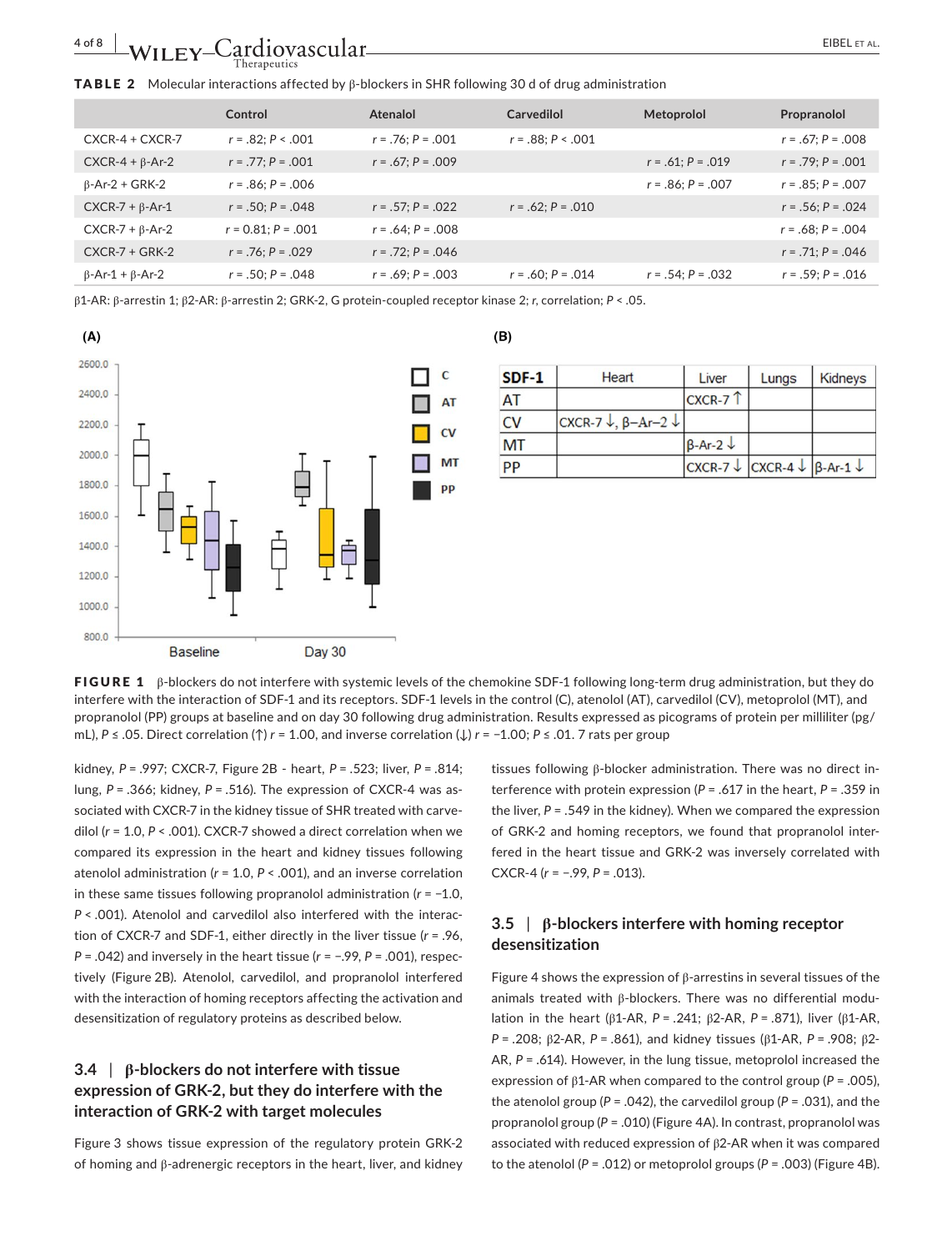**TABLE 2** Molecular interactions affected by β-blockers in SHR following 30 d of drug administration

| | Control | Atenolol | Carvedilol | Metoprolol | Propranolol |
|---|---|---|---|---|---|
| CXCR-4 + CXCR-7 | *r* = .82; *P* < .001 | *r* = .76; *P* = .001 | *r* = .88; *P* < .001 | | *r* = .67; *P* = .008 |
| CXCR-4 + β-Ar-2 | *r* = .77; *P* = .001 | *r* = .67; *P* = .009 | | *r* = .61; *P* = .019 | *r* = .79; *P* = .001 |
| β-Ar-2 + GRK-2 | *r* = .86; *P* = .006 | | | *r* = .86; *P* = .007 | *r* = .85; *P* = .007 |
| CXCR-7 + β-Ar-1 | *r* = .50; *P* = .048 | *r* = .57; *P* = .022 | *r* = .62; *P* = .010 | | *r* = .56; *P* = .024 |
| CXCR-7 + β-Ar-2 | *r* = 0.81; *P* = .001 | *r* = .64; *P* = .008 | | | *r* = .68; *P* = .004 |
| CXCR-7 + GRK-2 | *r* = .76; *P* = .029 | *r* = .72; *P* = .046 | | | *r* = .71; *P* = .046 |
| β-Ar-1 + β-Ar-2 | *r* = .50; *P* = .048 | *r* = .69; *P* = .003 | *r* = .60; *P* = .014 | *r* = .54; *P* = .032 | *r* = .59; *P* = .016 |

β1-AR: β-arrestin 1; β2-AR: β-arrestin 2; GRK-2, G protein-coupled receptor kinase 2; *r*, correlation; *P* < .05.

(B)

| SDF-1 | Heart | Liver | Lungs | Kidneys |
|---|---|---|---|---|
| AT | | CXCR-7 ↑ | | |
| CV | CXCR-7 ↓, β–Ar–2 ↓ | | | |
| MT | | β-Ar-2 ↓ | | |
| PP | | CXCR-7 ↓ | CXCR-4 ↓ | β-Ar-1 ↓ |

**FIGURE 1** β-blockers do not interfere with systemic levels of the chemokine SDF-1 following long-term drug administration, but they do interfere with the interaction of SDF-1 and its receptors. SDF-1 levels in the control (C), atenolol (AT), carvedilol (CV), metoprolol (MT), and propranolol (PP) groups at baseline and on day 30 following drug administration. Results expressed as picograms of protein per milliliter (pg/mL), *P* ≤ .05. Direct correlation (↑) *r* = 1.00, and inverse correlation (↓) *r* = −1.00; *P* ≤ .01. 7 rats per group

kidney, *P* = .997; CXCR-7, Figure 2B - heart, *P* = .523; liver, *P* = .814; lung, *P* = .366; kidney, *P* = .516). The expression of CXCR-4 was associated with CXCR-7 in the kidney tissue of SHR treated with carvedilol (*r* = 1.0, *P* < .001). CXCR-7 showed a direct correlation when we compared its expression in the heart and kidney tissues following atenolol administration (*r* = 1.0, *P* < .001), and an inverse correlation in these same tissues following propranolol administration (*r* = −1.0, *P* < .001). Atenolol and carvedilol also interfered with the interaction of CXCR-7 and SDF-1, either directly in the liver tissue (*r* = .96, *P* = .042) and inversely in the heart tissue (*r* = −.99, *P* = .001), respectively (Figure 2B). Atenolol, carvedilol, and propranolol interfered with the interaction of homing receptors affecting the activation and desensitization of regulatory proteins as described below.

### 3.4 | β-blockers do not interfere with tissue expression of GRK-2, but they do interfere with the interaction of GRK-2 with target molecules

Figure 3 shows tissue expression of the regulatory protein GRK-2 of homing and β-adrenergic receptors in the heart, liver, and kidney tissues following β-blocker administration. There was no direct interference with protein expression (*P* = .617 in the heart, *P* = .359 in the liver, *P* = .549 in the kidney). When we compared the expression of GRK-2 and homing receptors, we found that propranolol interfered in the heart tissue and GRK-2 was inversely correlated with CXCR-4 (*r* = −.99, *P* = .013).

### 3.5 | β-blockers interfere with homing receptor desensitization

Figure 4 shows the expression of β-arrestins in several tissues of the animals treated with β-blockers. There was no differential modulation in the heart (β1-AR, *P* = .241; β2-AR, *P* = .871), liver (β1-AR, *P* = .208; β2-AR, *P* = .861), and kidney tissues (β1-AR, *P* = .908; β2-AR, *P* = .614). However, in the lung tissue, metoprolol increased the expression of β1-AR when compared to the control group (*P* = .005), the atenolol group (*P* = .042), the carvedilol group (*P* = .031), and the propranolol group (*P* = .010) (Figure 4A). In contrast, propranolol was associated with reduced expression of β2-AR when it was compared to the atenolol (*P* = .012) or metoprolol groups (*P* = .003) (Figure 4B).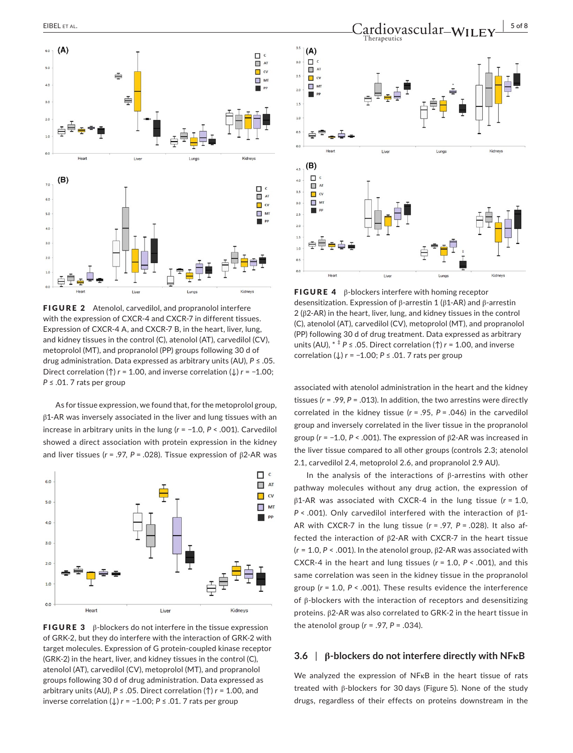**FIGURE 2** Atenolol, carvedilol, and propranolol interfere with the expression of CXCR-4 and CXCR-7 in different tissues. Expression of CXCR-4 A, and CXCR-7 B, in the heart, liver, lung, and kidney tissues in the control (C), atenolol (AT), carvedilol (CV), metoprolol (MT), and propranolol (PP) groups following 30 d of drug administration. Data expressed as arbitrary units (AU), $P \leq .05$. Direct correlation (↑) $r = 1.00$, and inverse correlation (↓) $r = -1.00$; $P \leq .01$. 7 rats per group

As for tissue expression, we found that, for the metoprolol group, β1-AR was inversely associated in the liver and lung tissues with an increase in arbitrary units in the lung ($r = -1.0$, $P < .001$). Carvedilol showed a direct association with protein expression in the kidney and liver tissues ($r = .97$, $P = .028$). Tissue expression of β2-AR was associated with atenolol administration in the heart and the kidney tissues ($r = .99$, $P = .013$). In addition, the two arrestins were directly correlated in the kidney tissue ($r = .95$, $P = .046$) in the carvedilol group and inversely correlated in the liver tissue in the propranolol group ($r = -1.0$, $P < .001$). The expression of β2-AR was increased in the liver tissue compared to all other groups (controls 2.3; atenolol 2.1, carvedilol 2.4, metoprolol 2.6, and propranolol 2.9 AU).

**FIGURE 3** β-blockers do not interfere in the tissue expression of GRK-2, but they do interfere with the interaction of GRK-2 with target molecules. Expression of G protein-coupled kinase receptor (GRK-2) in the heart, liver, and kidney tissues in the control (C), atenolol (AT), carvedilol (CV), metoprolol (MT), and propranolol groups following 30 d of drug administration. Data expressed as arbitrary units (AU), $P \leq .05$. Direct correlation (↑) $r = 1.00$, and inverse correlation (↓) $r = -1.00$; $P \leq .01$. 7 rats per group

**FIGURE 4** β-blockers interfere with homing receptor desensitization. Expression of β-arrestin 1 (β1-AR) and β-arrestin 2 (β2-AR) in the heart, liver, lung, and kidney tissues in the control (C), atenolol (AT), carvedilol (CV), metoprolol (MT), and propranolol (PP) following 30 d of drug treatment. Data expressed as arbitrary units (AU), * ‡ $P \leq .05$. Direct correlation (↑) $r = 1.00$, and inverse correlation (↓) $r = -1.00$; $P \leq .01$. 7 rats per group

In the analysis of the interactions of β-arrestins with other pathway molecules without any drug action, the expression of β1-AR was associated with CXCR-4 in the lung tissue ($r = 1.0$, $P < .001$). Only carvedilol interfered with the interaction of β1-AR with CXCR-7 in the lung tissue ($r = .97$, $P = .028$). It also affected the interaction of β2-AR with CXCR-7 in the heart tissue ($r = 1.0$, $P < .001$). In the atenolol group, β2-AR was associated with CXCR-4 in the heart and lung tissues ($r = 1.0$, $P < .001$), and this same correlation was seen in the kidney tissue in the propranolol group ($r = 1.0$, $P < .001$). These results evidence the interference of β-blockers with the interaction of receptors and desensitizing proteins. β2-AR was also correlated to GRK-2 in the heart tissue in the atenolol group ($r = .97$, $P = .034$).

### 3.6 | β-blockers do not interfere directly with NFκB

We analyzed the expression of NFκB in the heart tissue of rats treated with β-blockers for 30 days (Figure 5). None of the study drugs, regardless of their effects on proteins downstream in the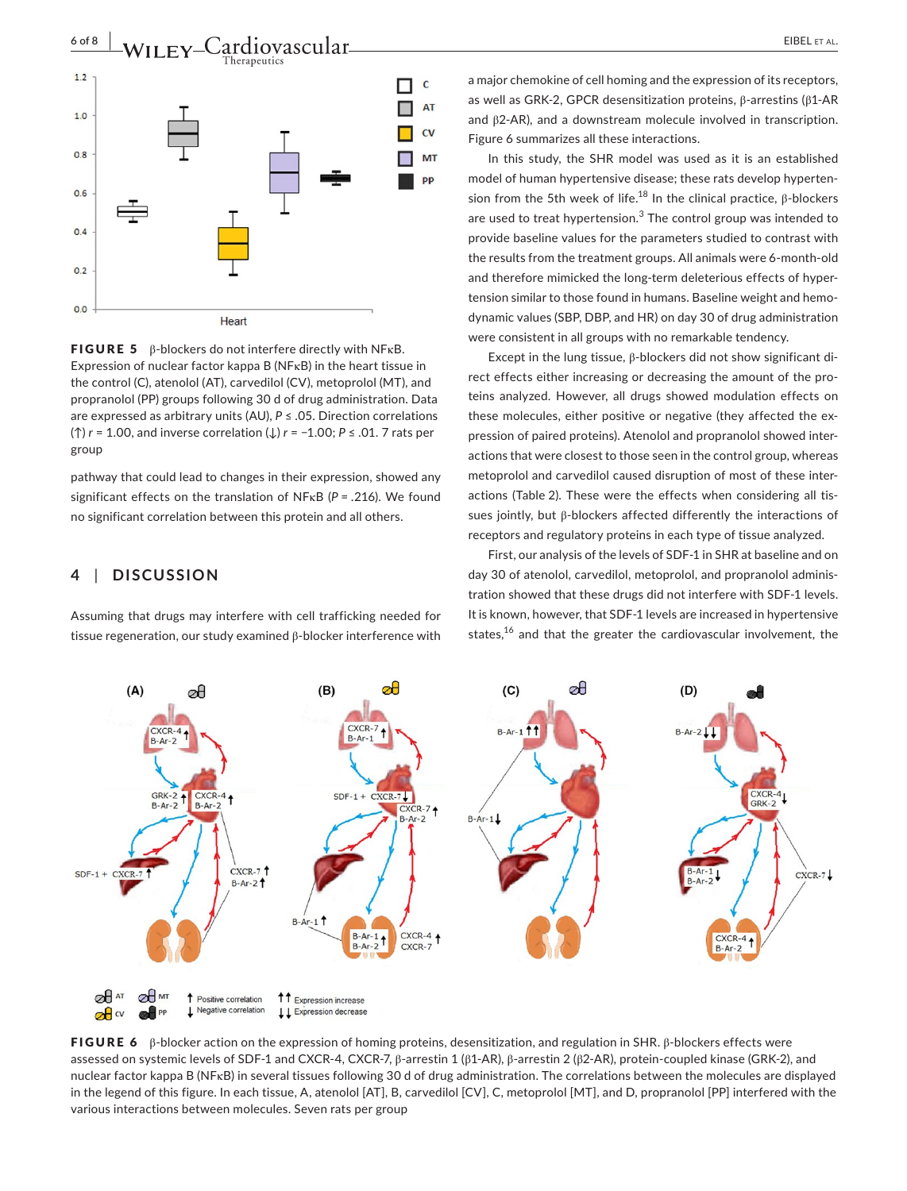**FIGURE 5** β-blockers do not interfere directly with NFκB. Expression of nuclear factor kappa B (NFκB) in the heart tissue in the control (C), atenolol (AT), carvedilol (CV), metoprolol (MT), and propranolol (PP) groups following 30 d of drug administration. Data are expressed as arbitrary units (AU), $P \le .05$. Direction correlations (↑) $r = 1.00$, and inverse correlation (↓) $r = -1.00$; $P \le .01$. 7 rats per group

pathway that could lead to changes in their expression, showed any significant effects on the translation of NFκB ($P = .216$). We found no significant correlation between this protein and all others.

## 4 | DISCUSSION

Assuming that drugs may interfere with cell trafficking needed for tissue regeneration, our study examined β-blocker interference with a major chemokine of cell homing and the expression of its receptors, as well as GRK-2, GPCR desensitization proteins, β-arrestins (β1-AR and β2-AR), and a downstream molecule involved in transcription. Figure 6 summarizes all these interactions.

In this study, the SHR model was used as it is an established model of human hypertensive disease; these rats develop hypertension from the 5th week of life.[18] In the clinical practice, β-blockers are used to treat hypertension.[3] The control group was intended to provide baseline values for the parameters studied to contrast with the results from the treatment groups. All animals were 6-month-old and therefore mimicked the long-term deleterious effects of hypertension similar to those found in humans. Baseline weight and hemodynamic values (SBP, DBP, and HR) on day 30 of drug administration were consistent in all groups with no remarkable tendency.

Except in the lung tissue, β-blockers did not show significant direct effects either increasing or decreasing the amount of the proteins analyzed. However, all drugs showed modulation effects on these molecules, either positive or negative (they affected the expression of paired proteins). Atenolol and propranolol showed interactions that were closest to those seen in the control group, whereas metoprolol and carvedilol caused disruption of most of these interactions (Table 2). These were the effects when considering all tissues jointly, but β-blockers affected differently the interactions of receptors and regulatory proteins in each type of tissue analyzed.

First, our analysis of the levels of SDF-1 in SHR at baseline and on day 30 of atenolol, carvedilol, metoprolol, and propranolol administration showed that these drugs did not interfere with SDF-1 levels. It is known, however, that SDF-1 levels are increased in hypertensive states,[16] and that the greater the cardiovascular involvement, the

**FIGURE 6** β-blocker action on the expression of homing proteins, desensitization, and regulation in SHR. β-blockers effects were assessed on systemic levels of SDF-1 and CXCR-4, CXCR-7, β-arrestin 1 (β1-AR), β-arrestin 2 (β2-AR), protein-coupled kinase (GRK-2), and nuclear factor kappa B (NFκB) in several tissues following 30 d of drug administration. The correlations between the molecules are displayed in the legend of this figure. In each tissue, A, atenolol [AT], B, carvedilol [CV], C, metoprolol [MT], and D, propranolol [PP] interfered with the various interactions between molecules. Seven rats per group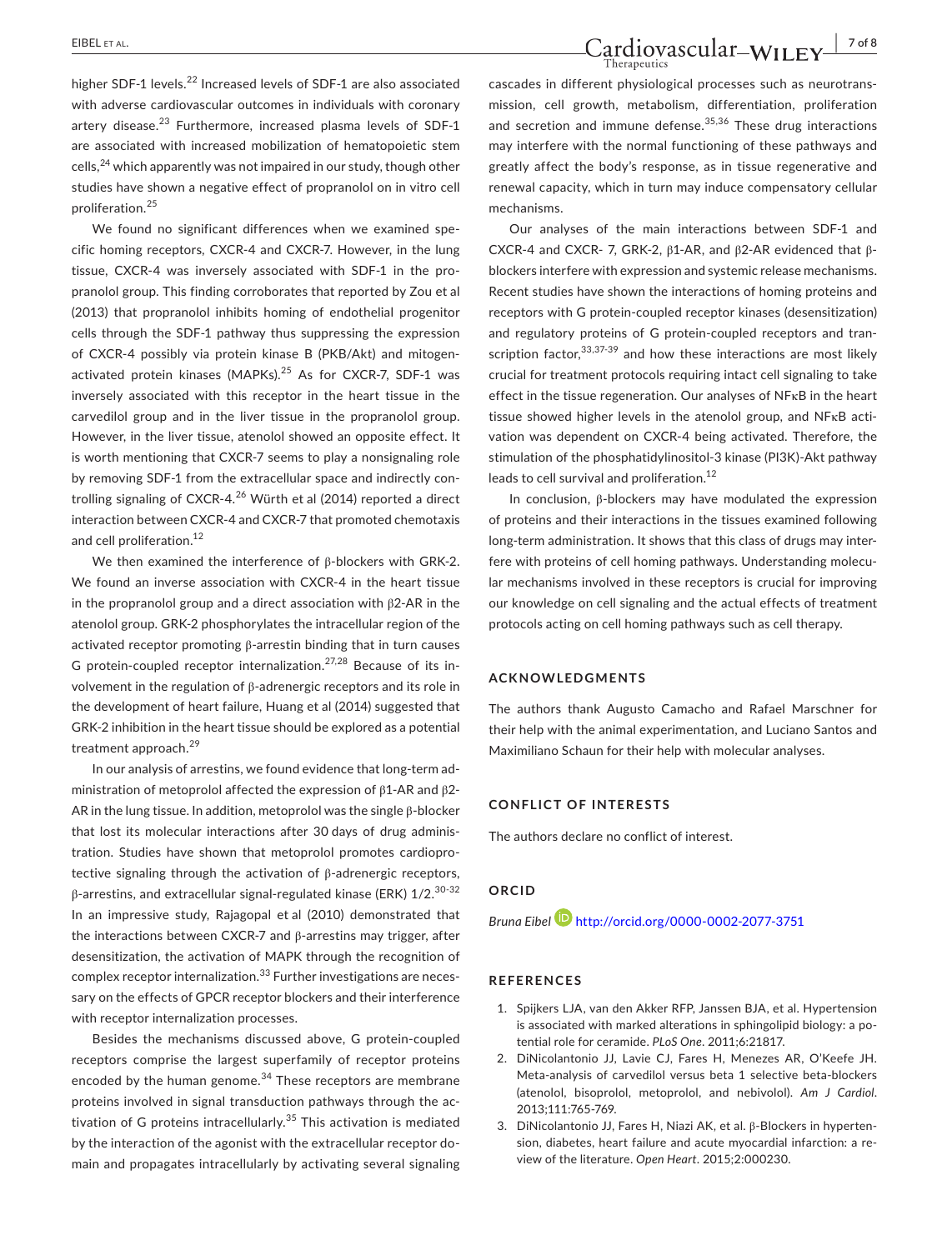higher SDF-1 levels.[22] Increased levels of SDF-1 are also associated with adverse cardiovascular outcomes in individuals with coronary artery disease.[23] Furthermore, increased plasma levels of SDF-1 are associated with increased mobilization of hematopoietic stem cells,[24] which apparently was not impaired in our study, though other studies have shown a negative effect of propranolol on in vitro cell proliferation.[25]

We found no significant differences when we examined specific homing receptors, CXCR-4 and CXCR-7. However, in the lung tissue, CXCR-4 was inversely associated with SDF-1 in the propranolol group. This finding corroborates that reported by Zou et al (2013) that propranolol inhibits homing of endothelial progenitor cells through the SDF-1 pathway thus suppressing the expression of CXCR-4 possibly via protein kinase B (PKB/Akt) and mitogen-activated protein kinases (MAPKs).[25] As for CXCR-7, SDF-1 was inversely associated with this receptor in the heart tissue in the carvedilol group and in the liver tissue in the propranolol group. However, in the liver tissue, atenolol showed an opposite effect. It is worth mentioning that CXCR-7 seems to play a nonsignaling role by removing SDF-1 from the extracellular space and indirectly controlling signaling of CXCR-4.[26] Würth et al (2014) reported a direct interaction between CXCR-4 and CXCR-7 that promoted chemotaxis and cell proliferation.[12]

We then examined the interference of β-blockers with GRK-2. We found an inverse association with CXCR-4 in the heart tissue in the propranolol group and a direct association with β2-AR in the atenolol group. GRK-2 phosphorylates the intracellular region of the activated receptor promoting β-arrestin binding that in turn causes G protein-coupled receptor internalization.[27,28] Because of its involvement in the regulation of β-adrenergic receptors and its role in the development of heart failure, Huang et al (2014) suggested that GRK-2 inhibition in the heart tissue should be explored as a potential treatment approach.[29]

In our analysis of arrestins, we found evidence that long-term administration of metoprolol affected the expression of β1-AR and β2-AR in the lung tissue. In addition, metoprolol was the single β-blocker that lost its molecular interactions after 30 days of drug administration. Studies have shown that metoprolol promotes cardioprotective signaling through the activation of β-adrenergic receptors, β-arrestins, and extracellular signal-regulated kinase (ERK) 1/2.[30-32] In an impressive study, Rajagopal et al (2010) demonstrated that the interactions between CXCR-7 and β-arrestins may trigger, after desensitization, the activation of MAPK through the recognition of complex receptor internalization.[33] Further investigations are necessary on the effects of GPCR receptor blockers and their interference with receptor internalization processes.

Besides the mechanisms discussed above, G protein-coupled receptors comprise the largest superfamily of receptor proteins encoded by the human genome.[34] These receptors are membrane proteins involved in signal transduction pathways through the activation of G proteins intracellularly.[35] This activation is mediated by the interaction of the agonist with the extracellular receptor domain and propagates intracellularly by activating several signaling cascades in different physiological processes such as neurotransmission, cell growth, metabolism, differentiation, proliferation and secretion and immune defense.[35,36] These drug interactions may interfere with the normal functioning of these pathways and greatly affect the body's response, as in tissue regenerative and renewal capacity, which in turn may induce compensatory cellular mechanisms.

Our analyses of the main interactions between SDF-1 and CXCR-4 and CXCR- 7, GRK-2, β1-AR, and β2-AR evidenced that β-blockers interfere with expression and systemic release mechanisms. Recent studies have shown the interactions of homing proteins and receptors with G protein-coupled receptor kinases (desensitization) and regulatory proteins of G protein-coupled receptors and transcription factor,[33,37-39] and how these interactions are most likely crucial for treatment protocols requiring intact cell signaling to take effect in the tissue regeneration. Our analyses of NFκB in the heart tissue showed higher levels in the atenolol group, and NFκB activation was dependent on CXCR-4 being activated. Therefore, the stimulation of the phosphatidylinositol-3 kinase (PI3K)-Akt pathway leads to cell survival and proliferation.[12]

In conclusion, β-blockers may have modulated the expression of proteins and their interactions in the tissues examined following long-term administration. It shows that this class of drugs may interfere with proteins of cell homing pathways. Understanding molecular mechanisms involved in these receptors is crucial for improving our knowledge on cell signaling and the actual effects of treatment protocols acting on cell homing pathways such as cell therapy.

## ACKNOWLEDGMENTS

The authors thank Augusto Camacho and Rafael Marschner for their help with the animal experimentation, and Luciano Santos and Maximiliano Schaun for their help with molecular analyses.

## CONFLICT OF INTERESTS

The authors declare no conflict of interest.

## ORCID

*Bruna Eibel* http://orcid.org/0000-0002-2077-3751

## REFERENCES

1. Spijkers LJA, van den Akker RFP, Janssen BJA, et al. Hypertension is associated with marked alterations in sphingolipid biology: a potential role for ceramide. *PLoS One*. 2011;6:21817.
2. DiNicolantonio JJ, Lavie CJ, Fares H, Menezes AR, O'Keefe JH. Meta-analysis of carvedilol versus beta 1 selective beta-blockers (atenolol, bisoprolol, metoprolol, and nebivolol). *Am J Cardiol*. 2013;111:765-769.
3. DiNicolantonio JJ, Fares H, Niazi AK, et al. β-Blockers in hypertension, diabetes, heart failure and acute myocardial infarction: a review of the literature. *Open Heart*. 2015;2:000230.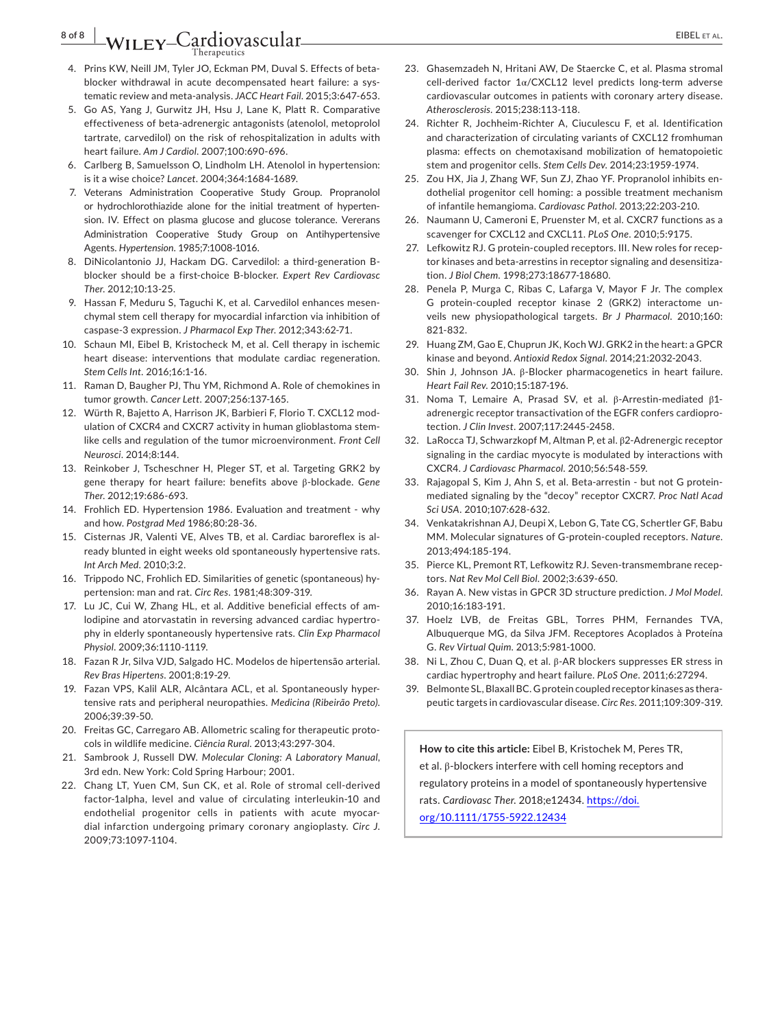4. Prins KW, Neill JM, Tyler JO, Eckman PM, Duval S. Effects of beta-blocker withdrawal in acute decompensated heart failure: a systematic review and meta-analysis. *JACC Heart Fail*. 2015;3:647-653.
5. Go AS, Yang J, Gurwitz JH, Hsu J, Lane K, Platt R. Comparative effectiveness of beta-adrenergic antagonists (atenolol, metoprolol tartrate, carvedilol) on the risk of rehospitalization in adults with heart failure. *Am J Cardiol*. 2007;100:690-696.
6. Carlberg B, Samuelsson O, Lindholm LH. Atenolol in hypertension: is it a wise choice? *Lancet*. 2004;364:1684-1689.
7. Veterans Administration Cooperative Study Group. Propranolol or hydrochlorothiazide alone for the initial treatment of hypertension. IV. Effect on plasma glucose and glucose tolerance. Vererans Administration Cooperative Study Group on Antihypertensive Agents. *Hypertension*. 1985;7:1008-1016.
8. DiNicolantonio JJ, Hackam DG. Carvedilol: a third-generation B-blocker should be a first-choice B-blocker. *Expert Rev Cardiovasc Ther*. 2012;10:13-25.
9. Hassan F, Meduru S, Taguchi K, et al. Carvedilol enhances mesenchymal stem cell therapy for myocardial infarction via inhibition of caspase-3 expression. *J Pharmacol Exp Ther*. 2012;343:62-71.
10. Schaun MI, Eibel B, Kristocheck M, et al. Cell therapy in ischemic heart disease: interventions that modulate cardiac regeneration. *Stem Cells Int*. 2016;16:1-16.
11. Raman D, Baugher PJ, Thu YM, Richmond A. Role of chemokines in tumor growth. *Cancer Lett*. 2007;256:137-165.
12. Würth R, Bajetto A, Harrison JK, Barbieri F, Florio T. CXCL12 modulation of CXCR4 and CXCR7 activity in human glioblastoma stem-like cells and regulation of the tumor microenvironment. *Front Cell Neurosci*. 2014;8:144.
13. Reinkober J, Tscheschner H, Pleger ST, et al. Targeting GRK2 by gene therapy for heart failure: benefits above β-blockade. *Gene Ther*. 2012;19:686-693.
14. Frohlich ED. Hypertension 1986. Evaluation and treatment - why and how. *Postgrad Med* 1986;80:28-36.
15. Cisternas JR, Valenti VE, Alves TB, et al. Cardiac baroreflex is already blunted in eight weeks old spontaneously hypertensive rats. *Int Arch Med*. 2010;3:2.
16. Trippodo NC, Frohlich ED. Similarities of genetic (spontaneous) hypertension: man and rat. *Circ Res*. 1981;48:309-319.
17. Lu JC, Cui W, Zhang HL, et al. Additive beneficial effects of amlodipine and atorvastatin in reversing advanced cardiac hypertrophy in elderly spontaneously hypertensive rats. *Clin Exp Pharmacol Physiol*. 2009;36:1110-1119.
18. Fazan R Jr, Silva VJD, Salgado HC. Modelos de hipertensão arterial. *Rev Bras Hipertens*. 2001;8:19-29.
19. Fazan VPS, Kalil ALR, Alcântara ACL, et al. Spontaneously hypertensive rats and peripheral neuropathies. *Medicina (Ribeirão Preto)*. 2006;39:39-50.
20. Freitas GC, Carregaro AB. Allometric scaling for therapeutic protocols in wildlife medicine. *Ciência Rural*. 2013;43:297-304.
21. Sambrook J, Russell DW. *Molecular Cloning: A Laboratory Manual*, 3rd edn. New York: Cold Spring Harbour; 2001.
22. Chang LT, Yuen CM, Sun CK, et al. Role of stromal cell-derived factor-1alpha, level and value of circulating interleukin-10 and endothelial progenitor cells in patients with acute myocardial infarction undergoing primary coronary angioplasty. *Circ J*. 2009;73:1097-1104.
23. Ghasemzadeh N, Hritani AW, De Staercke C, et al. Plasma stromal cell-derived factor 1α/CXCL12 level predicts long-term adverse cardiovascular outcomes in patients with coronary artery disease. *Atherosclerosis*. 2015;238:113-118.
24. Richter R, Jochheim-Richter A, Ciuculescu F, et al. Identification and characterization of circulating variants of CXCL12 fromhuman plasma: effects on chemotaxisand mobilization of hematopoietic stem and progenitor cells. *Stem Cells Dev*. 2014;23:1959-1974.
25. Zou HX, Jia J, Zhang WF, Sun ZJ, Zhao YF. Propranolol inhibits endothelial progenitor cell homing: a possible treatment mechanism of infantile hemangioma. *Cardiovasc Pathol*. 2013;22:203-210.
26. Naumann U, Cameroni E, Pruenster M, et al. CXCR7 functions as a scavenger for CXCL12 and CXCL11. *PLoS One*. 2010;5:9175.
27. Lefkowitz RJ. G protein-coupled receptors. III. New roles for receptor kinases and beta-arrestins in receptor signaling and desensitization. *J Biol Chem*. 1998;273:18677-18680.
28. Penela P, Murga C, Ribas C, Lafarga V, Mayor F Jr. The complex G protein-coupled receptor kinase 2 (GRK2) interactome unveils new physiopathological targets. *Br J Pharmacol*. 2010;160:821-832.
29. Huang ZM, Gao E, Chuprun JK, Koch WJ. GRK2 in the heart: a GPCR kinase and beyond. *Antioxid Redox Signal*. 2014;21:2032-2043.
30. Shin J, Johnson JA. β-Blocker pharmacogenetics in heart failure. *Heart Fail Rev*. 2010;15:187-196.
31. Noma T, Lemaire A, Prasad SV, et al. β-Arrestin-mediated β1-adrenergic receptor transactivation of the EGFR confers cardioprotection. *J Clin Invest*. 2007;117:2445-2458.
32. LaRocca TJ, Schwarzkopf M, Altman P, et al. β2-Adrenergic receptor signaling in the cardiac myocyte is modulated by interactions with CXCR4. *J Cardiovasc Pharmacol*. 2010;56:548-559.
33. Rajagopal S, Kim J, Ahn S, et al. Beta-arrestin - but not G protein-mediated signaling by the "decoy" receptor CXCR7. *Proc Natl Acad Sci USA*. 2010;107:628-632.
34. Venkatakrishnan AJ, Deupi X, Lebon G, Tate CG, Schertler GF, Babu MM. Molecular signatures of G-protein-coupled receptors. *Nature*. 2013;494:185-194.
35. Pierce KL, Premont RT, Lefkowitz RJ. Seven-transmembrane receptors. *Nat Rev Mol Cell Biol*. 2002;3:639-650.
36. Rayan A. New vistas in GPCR 3D structure prediction. *J Mol Model*. 2010;16:183-191.
37. Hoelz LVB, de Freitas GBL, Torres PHM, Fernandes TVA, Albuquerque MG, da Silva JFM. Receptores Acoplados à Proteína G. *Rev Virtual Quim*. 2013;5:981-1000.
38. Ni L, Zhou C, Duan Q, et al. β-AR blockers suppresses ER stress in cardiac hypertrophy and heart failure. *PLoS One*. 2011;6:27294.
39. Belmonte SL, Blaxall BC. G protein coupled receptor kinases as therapeutic targets in cardiovascular disease. *Circ Res*. 2011;109:309-319.

**How to cite this article:** Eibel B, Kristochek M, Peres TR, et al. β-blockers interfere with cell homing receptors and regulatory proteins in a model of spontaneously hypertensive rats. *Cardiovasc Ther*. 2018;e12434. https://doi.org/10.1111/1755-5922.12434